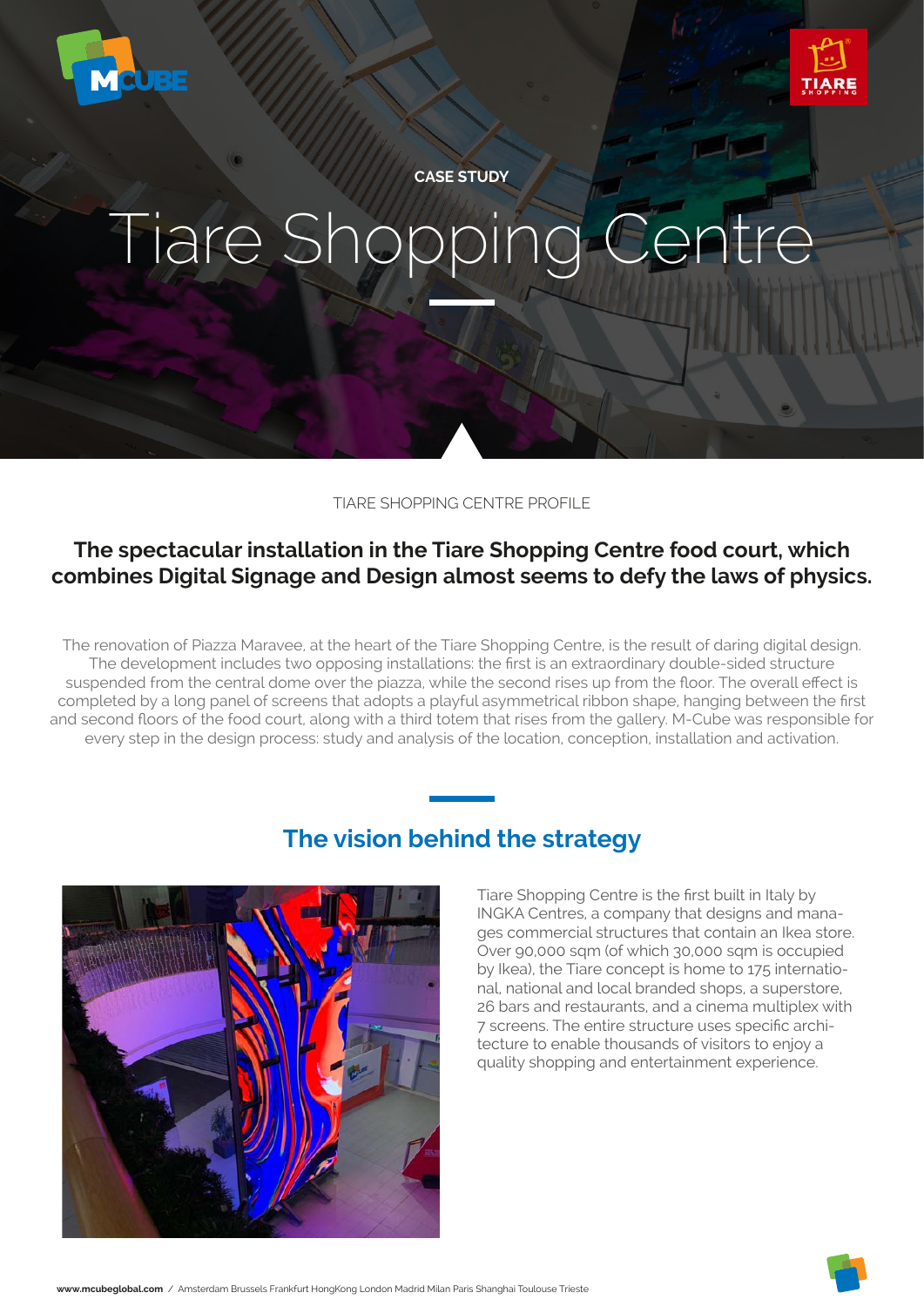CASE STUDY

# Tiare Shopping Centre

TIARE SHOPPING CENTRE PROFILE

**The spectacular installation in the Tiare Shopping Centre food court, which combines Digital Signage and Design almost seems to defy the laws of physics.**

The renovation of Piazza Maravee, at the heart of the Tiare Shopping Centre, is the result of daring digital design. The development includes two opposing installations: the first is an extraordinary double-sided structure suspended from the central dome over the piazza, while the second rises up from the floor. The overall effect is completed by a long panel of screens that adopts a playful asymmetrical ribbon shape, hanging between the first and second floors of the food court, along with a third totem that rises from the gallery. M-Cube was responsible for every step in the design process: study and analysis of the location, conception, installation and activation.

## The vision behind the strategy

Tiare Shopping Centre is the first built in Italy by INGKA Centres, a company that designs and manages commercial structures that contain an Ikea store. Over 90,000 sqm (of which 30,000 sqm is occupied by Ikea), the Tiare concept is home to 175 international, national and local branded shops, a superstore, 26 bars and restaurants, and a cinema multiplex with 7 screens. The entire structure uses specific architecture to enable thousands of visitors to enjoy a quality shopping and entertainment experience.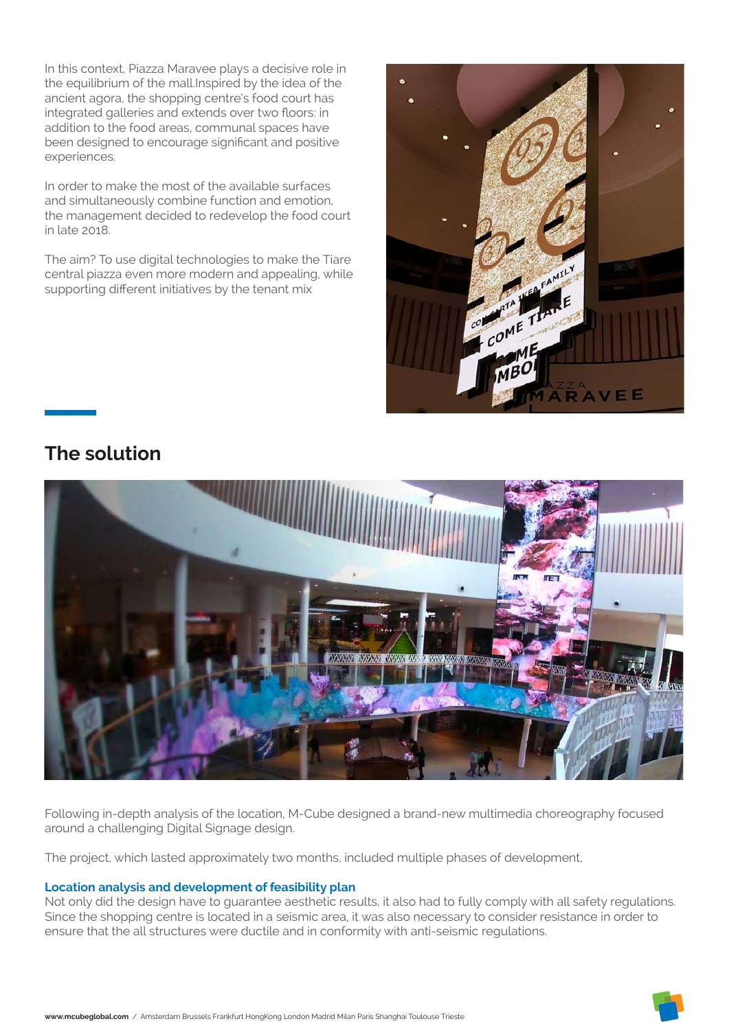In this context, Piazza Maravee plays a decisive role in the equilibrium of the mall.Inspired by the idea of the ancient agora, the shopping centre's food court has integrated galleries and extends over two floors: in addition to the food areas, communal spaces have been designed to encourage significant and positive experiences.

In order to make the most of the available surfaces and simultaneously combine function and emotion, the management decided to redevelop the food court in late 2018.

The aim? To use digital technologies to make the Tiare central piazza even more modern and appealing, while supporting different initiatives by the tenant mix

## The solution

Following in-depth analysis of the location, M-Cube designed a brand-new multimedia choreography focused around a challenging Digital Signage design.

The project, which lasted approximately two months, included multiple phases of development,

### Location analysis and development of feasibility plan

Not only did the design have to guarantee aesthetic results, it also had to fully comply with all safety regulations. Since the shopping centre is located in a seismic area, it was also necessary to consider resistance in order to ensure that the all structures were ductile and in conformity with anti-seismic regulations.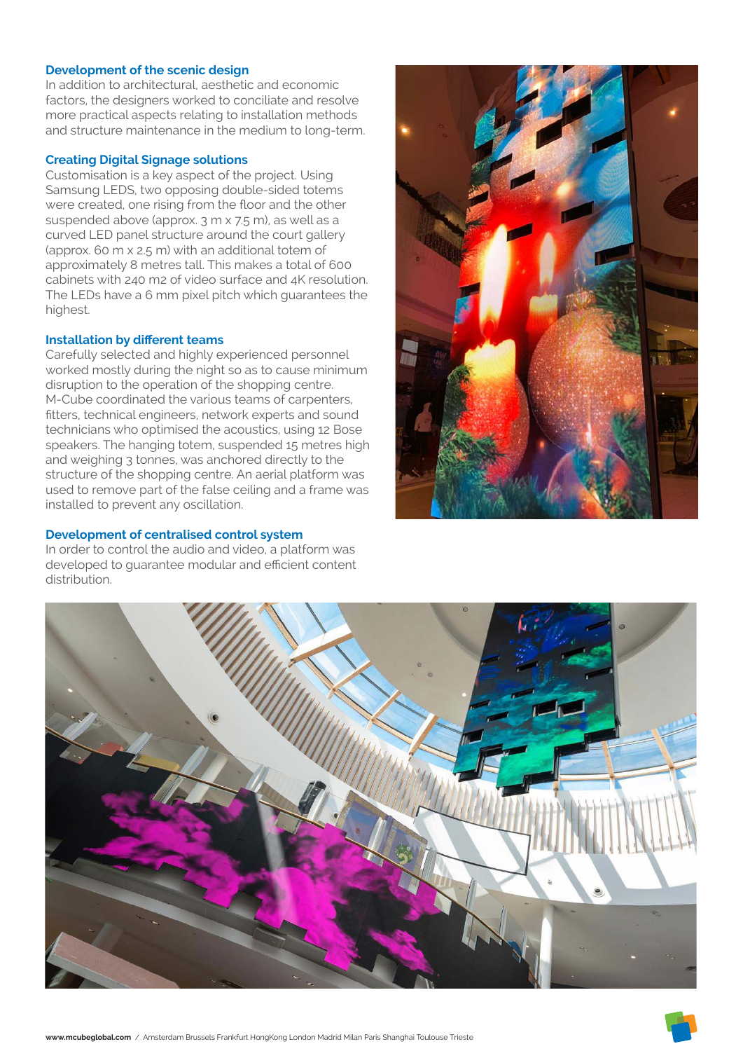## Development of the scenic design

In addition to architectural, aesthetic and economic factors, the designers worked to conciliate and resolve more practical aspects relating to installation methods and structure maintenance in the medium to long-term.

## Creating Digital Signage solutions

Customisation is a key aspect of the project. Using Samsung LEDS, two opposing double-sided totems were created, one rising from the floor and the other suspended above (approx. 3 m x 7.5 m), as well as a curved LED panel structure around the court gallery (approx. 60 m x 2.5 m) with an additional totem of approximately 8 metres tall. This makes a total of 600 cabinets with 240 m2 of video surface and 4K resolution. The LEDs have a 6 mm pixel pitch which guarantees the highest.

## Installation by different teams

Carefully selected and highly experienced personnel worked mostly during the night so as to cause minimum disruption to the operation of the shopping centre. M-Cube coordinated the various teams of carpenters, fitters, technical engineers, network experts and sound technicians who optimised the acoustics, using 12 Bose speakers. The hanging totem, suspended 15 metres high and weighing 3 tonnes, was anchored directly to the structure of the shopping centre. An aerial platform was used to remove part of the false ceiling and a frame was installed to prevent any oscillation.

## Development of centralised control system

In order to control the audio and video, a platform was developed to guarantee modular and efficient content distribution.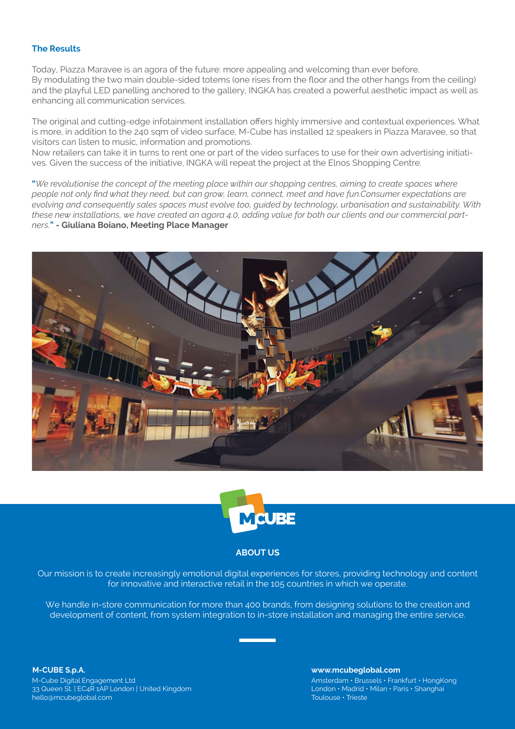### The Results

Today, Piazza Maravee is an agora of the future: more appealing and welcoming than ever before. By modulating the two main double-sided totems (one rises from the floor and the other hangs from the ceiling) and the playful LED panelling anchored to the gallery, INGKA has created a powerful aesthetic impact as well as enhancing all communication services.

The original and cutting-edge infotainment installation offers highly immersive and contextual experiences. What is more, in addition to the 240 sqm of video surface, M-Cube has installed 12 speakers in Piazza Maravee, so that visitors can listen to music, information and promotions.
Now retailers can take it in turns to rent one or part of the video surfaces to use for their own advertising initiatives. Given the success of the initiative, INGKA will repeat the project at the Elnos Shopping Centre.

**"***We revolutionise the concept of the meeting place within our shopping centres, aiming to create spaces where people not only find what they need, but can grow, learn, connect, meet and have fun.Consumer expectations are evolving and consequently sales spaces must evolve too, guided by technology, urbanisation and sustainability. With these new installations, we have created an agora 4.0, adding value for both our clients and our commercial partners.***" - Giuliana Boiano, Meeting Place Manager**

### ABOUT US

Our mission is to create increasingly emotional digital experiences for stores, providing technology and content for innovative and interactive retail in the 105 countries in which we operate.

We handle in-store communication for more than 400 brands, from designing solutions to the creation and development of content, from system integration to in-store installation and managing the entire service.

**M-CUBE S.p.A.**
M-Cube Digital Engagement Ltd
33 Queen St. | EC4R 1AP London | United Kingdom
hello@mcubeglobal.com

**www.mcubeglobal.com**
Amsterdam • Brussels • Frankfurt • HongKong
London • Madrid • Milan • Paris • Shanghai
Toulouse • Trieste